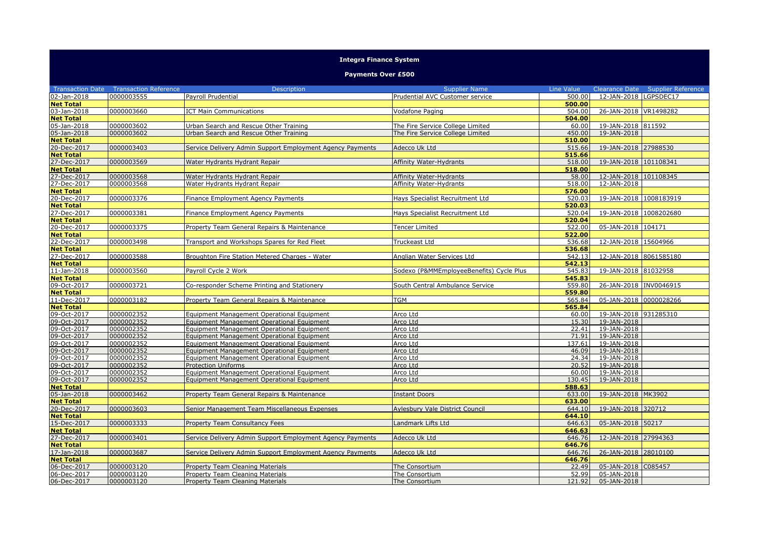# Integra Finance System

## Payments Over £500

| Transaction Date | Transaction Reference | Description | Supplier Name | Line Value | Clearance Date | Supplier Reference |
|---|---|---|---|---|---|---|
| 02-Jan-2018 | 0000003555 | Payroll Prudential | Prudential AVC Customer service | 500.00 | 12-JAN-2018 | LGPSDEC17 |
| **Net Total** | | | | **500.00** | | |
| 03-Jan-2018 | 0000003660 | ICT Main Communications | Vodafone Paging | 504.00 | 26-JAN-2018 | VR1498282 |
| **Net Total** | | | | **504.00** | | |
| 05-Jan-2018 | 0000003602 | Urban Search and Rescue Other Training | The Fire Service College Limited | 60.00 | 19-JAN-2018 | 811592 |
| 05-Jan-2018 | 0000003602 | Urban Search and Rescue Other Training | The Fire Service College Limited | 450.00 | 19-JAN-2018 | |
| **Net Total** | | | | **510.00** | | |
| 20-Dec-2017 | 0000003403 | Service Delivery Admin Support Employment Agency Payments | Adecco Uk Ltd | 515.66 | 19-JAN-2018 | 27988530 |
| **Net Total** | | | | **515.66** | | |
| 27-Dec-2017 | 0000003569 | Water Hydrants Hydrant Repair | Affinity Water-Hydrants | 518.00 | 19-JAN-2018 | 101108341 |
| **Net Total** | | | | **518.00** | | |
| 27-Dec-2017 | 0000003568 | Water Hydrants Hydrant Repair | Affinity Water-Hydrants | 58.00 | 12-JAN-2018 | 101108345 |
| 27-Dec-2017 | 0000003568 | Water Hydrants Hydrant Repair | Affinity Water-Hydrants | 518.00 | 12-JAN-2018 | |
| **Net Total** | | | | **576.00** | | |
| 20-Dec-2017 | 0000003376 | Finance Employment Agency Payments | Hays Specialist Recruitment Ltd | 520.03 | 19-JAN-2018 | 1008183919 |
| **Net Total** | | | | **520.03** | | |
| 27-Dec-2017 | 0000003381 | Finance Employment Agency Payments | Hays Specialist Recruitment Ltd | 520.04 | 19-JAN-2018 | 1008202680 |
| **Net Total** | | | | **520.04** | | |
| 20-Dec-2017 | 0000003375 | Property Team General Repairs & Maintenance | Tencer Limited | 522.00 | 05-JAN-2018 | 104171 |
| **Net Total** | | | | **522.00** | | |
| 22-Dec-2017 | 0000003498 | Transport and Workshops Spares for Red Fleet | Truckeast Ltd | 536.68 | 12-JAN-2018 | 15604966 |
| **Net Total** | | | | **536.68** | | |
| 27-Dec-2017 | 0000003588 | Broughton Fire Station Metered Charges - Water | Anglian Water Services Ltd | 542.13 | 12-JAN-2018 | 8061585180 |
| **Net Total** | | | | **542.13** | | |
| 11-Jan-2018 | 0000003560 | Payroll Cycle 2 Work | Sodexo (P&MMEmployeeBenefits) Cycle Plus | 545.83 | 19-JAN-2018 | 81032958 |
| **Net Total** | | | | **545.83** | | |
| 09-Oct-2017 | 0000003721 | Co-responder Scheme Printing and Stationery | South Central Ambulance Service | 559.80 | 26-JAN-2018 | INV0046915 |
| **Net Total** | | | | **559.80** | | |
| 11-Dec-2017 | 0000003182 | Property Team General Repairs & Maintenance | TGM | 565.84 | 05-JAN-2018 | 0000028266 |
| **Net Total** | | | | **565.84** | | |
| 09-Oct-2017 | 0000002352 | Equipment Management Operational Equipment | Arco Ltd | 60.00 | 19-JAN-2018 | 931285310 |
| 09-Oct-2017 | 0000002352 | Equipment Management Operational Equipment | Arco Ltd | 15.30 | 19-JAN-2018 | |
| 09-Oct-2017 | 0000002352 | Equipment Management Operational Equipment | Arco Ltd | 22.41 | 19-JAN-2018 | |
| 09-Oct-2017 | 0000002352 | Equipment Management Operational Equipment | Arco Ltd | 71.91 | 19-JAN-2018 | |
| 09-Oct-2017 | 0000002352 | Equipment Management Operational Equipment | Arco Ltd | 137.61 | 19-JAN-2018 | |
| 09-Oct-2017 | 0000002352 | Equipment Management Operational Equipment | Arco Ltd | 46.09 | 19-JAN-2018 | |
| 09-Oct-2017 | 0000002352 | Equipment Management Operational Equipment | Arco Ltd | 24.34 | 19-JAN-2018 | |
| 09-Oct-2017 | 0000002352 | Protection Uniforms | Arco Ltd | 20.52 | 19-JAN-2018 | |
| 09-Oct-2017 | 0000002352 | Equipment Management Operational Equipment | Arco Ltd | 60.00 | 19-JAN-2018 | |
| 09-Oct-2017 | 0000002352 | Equipment Management Operational Equipment | Arco Ltd | 130.45 | 19-JAN-2018 | |
| **Net Total** | | | | **588.63** | | |
| 05-Jan-2018 | 0000003462 | Property Team General Repairs & Maintenance | Instant Doors | 633.00 | 19-JAN-2018 | MK3902 |
| **Net Total** | | | | **633.00** | | |
| 20-Dec-2017 | 0000003603 | Senior Management Team Miscellaneous Expenses | Aylesbury Vale District Council | 644.10 | 19-JAN-2018 | 320712 |
| **Net Total** | | | | **644.10** | | |
| 15-Dec-2017 | 0000003333 | Property Team Consultancy Fees | Landmark Lifts Ltd | 646.63 | 05-JAN-2018 | 50217 |
| **Net Total** | | | | **646.63** | | |
| 27-Dec-2017 | 0000003401 | Service Delivery Admin Support Employment Agency Payments | Adecco Uk Ltd | 646.76 | 12-JAN-2018 | 27994363 |
| **Net Total** | | | | **646.76** | | |
| 17-Jan-2018 | 0000003687 | Service Delivery Admin Support Employment Agency Payments | Adecco Uk Ltd | 646.76 | 26-JAN-2018 | 28010100 |
| **Net Total** | | | | **646.76** | | |
| 06-Dec-2017 | 0000003120 | Property Team Cleaning Materials | The Consortium | 22.49 | 05-JAN-2018 | C085457 |
| 06-Dec-2017 | 0000003120 | Property Team Cleaning Materials | The Consortium | 52.99 | 05-JAN-2018 | |
| 06-Dec-2017 | 0000003120 | Property Team Cleaning Materials | The Consortium | 121.92 | 05-JAN-2018 | |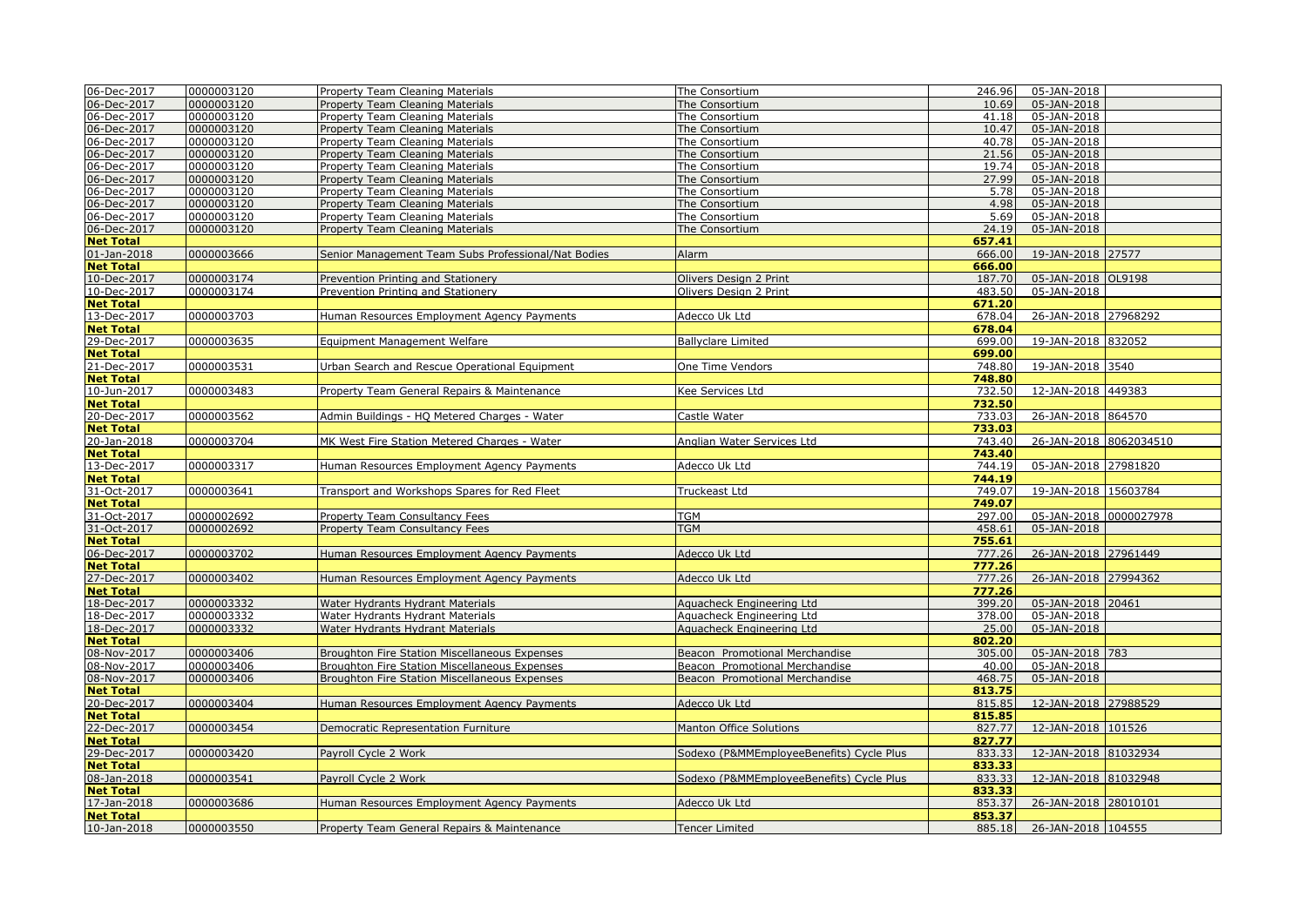| | | | | | | |
|---|---|---|---|---|---|---|
| 06-Dec-2017 | 0000003120 | Property Team Cleaning Materials | The Consortium | 246.96 | 05-JAN-2018 | |
| 06-Dec-2017 | 0000003120 | Property Team Cleaning Materials | The Consortium | 10.69 | 05-JAN-2018 | |
| 06-Dec-2017 | 0000003120 | Property Team Cleaning Materials | The Consortium | 41.18 | 05-JAN-2018 | |
| 06-Dec-2017 | 0000003120 | Property Team Cleaning Materials | The Consortium | 10.47 | 05-JAN-2018 | |
| 06-Dec-2017 | 0000003120 | Property Team Cleaning Materials | The Consortium | 40.78 | 05-JAN-2018 | |
| 06-Dec-2017 | 0000003120 | Property Team Cleaning Materials | The Consortium | 21.56 | 05-JAN-2018 | |
| 06-Dec-2017 | 0000003120 | Property Team Cleaning Materials | The Consortium | 19.74 | 05-JAN-2018 | |
| 06-Dec-2017 | 0000003120 | Property Team Cleaning Materials | The Consortium | 27.99 | 05-JAN-2018 | |
| 06-Dec-2017 | 0000003120 | Property Team Cleaning Materials | The Consortium | 5.78 | 05-JAN-2018 | |
| 06-Dec-2017 | 0000003120 | Property Team Cleaning Materials | The Consortium | 4.98 | 05-JAN-2018 | |
| 06-Dec-2017 | 0000003120 | Property Team Cleaning Materials | The Consortium | 5.69 | 05-JAN-2018 | |
| 06-Dec-2017 | 0000003120 | Property Team Cleaning Materials | The Consortium | 24.19 | 05-JAN-2018 | |
| **Net Total** | | | | **657.41** | | |
| 01-Jan-2018 | 0000003666 | Senior Management Team Subs Professional/Nat Bodies | Alarm | 666.00 | 19-JAN-2018 | 27577 |
| **Net Total** | | | | **666.00** | | |
| 10-Dec-2017 | 0000003174 | Prevention Printing and Stationery | Olivers Design 2 Print | 187.70 | 05-JAN-2018 | OL9198 |
| 10-Dec-2017 | 0000003174 | Prevention Printing and Stationery | Olivers Design 2 Print | 483.50 | 05-JAN-2018 | |
| **Net Total** | | | | **671.20** | | |
| 13-Dec-2017 | 0000003703 | Human Resources Employment Agency Payments | Adecco Uk Ltd | 678.04 | 26-JAN-2018 | 27968292 |
| **Net Total** | | | | **678.04** | | |
| 29-Dec-2017 | 0000003635 | Equipment Management Welfare | Ballyclare Limited | 699.00 | 19-JAN-2018 | 832052 |
| **Net Total** | | | | **699.00** | | |
| 21-Dec-2017 | 0000003531 | Urban Search and Rescue Operational Equipment | One Time Vendors | 748.80 | 19-JAN-2018 | 3540 |
| **Net Total** | | | | **748.80** | | |
| 10-Jun-2017 | 0000003483 | Property Team General Repairs & Maintenance | Kee Services Ltd | 732.50 | 12-JAN-2018 | 449383 |
| **Net Total** | | | | **732.50** | | |
| 20-Dec-2017 | 0000003562 | Admin Buildings - HQ Metered Charges - Water | Castle Water | 733.03 | 26-JAN-2018 | 864570 |
| **Net Total** | | | | **733.03** | | |
| 20-Jan-2018 | 0000003704 | MK West Fire Station Metered Charges - Water | Anglian Water Services Ltd | 743.40 | 26-JAN-2018 | 8062034510 |
| **Net Total** | | | | **743.40** | | |
| 13-Dec-2017 | 0000003317 | Human Resources Employment Agency Payments | Adecco Uk Ltd | 744.19 | 05-JAN-2018 | 27981820 |
| **Net Total** | | | | **744.19** | | |
| 31-Oct-2017 | 0000003641 | Transport and Workshops Spares for Red Fleet | Truckeast Ltd | 749.07 | 19-JAN-2018 | 15603784 |
| **Net Total** | | | | **749.07** | | |
| 31-Oct-2017 | 0000002692 | Property Team Consultancy Fees | TGM | 297.00 | 05-JAN-2018 | 0000027978 |
| 31-Oct-2017 | 0000002692 | Property Team Consultancy Fees | TGM | 458.61 | 05-JAN-2018 | |
| **Net Total** | | | | **755.61** | | |
| 06-Dec-2017 | 0000003702 | Human Resources Employment Agency Payments | Adecco Uk Ltd | 777.26 | 26-JAN-2018 | 27961449 |
| **Net Total** | | | | **777.26** | | |
| 27-Dec-2017 | 0000003402 | Human Resources Employment Agency Payments | Adecco Uk Ltd | 777.26 | 26-JAN-2018 | 27994362 |
| **Net Total** | | | | **777.26** | | |
| 18-Dec-2017 | 0000003332 | Water Hydrants Hydrant Materials | Aquacheck Engineering Ltd | 399.20 | 05-JAN-2018 | 20461 |
| 18-Dec-2017 | 0000003332 | Water Hydrants Hydrant Materials | Aquacheck Engineering Ltd | 378.00 | 05-JAN-2018 | |
| 18-Dec-2017 | 0000003332 | Water Hydrants Hydrant Materials | Aquacheck Engineering Ltd | 25.00 | 05-JAN-2018 | |
| **Net Total** | | | | **802.20** | | |
| 08-Nov-2017 | 0000003406 | Broughton Fire Station Miscellaneous Expenses | Beacon Promotional Merchandise | 305.00 | 05-JAN-2018 | 783 |
| 08-Nov-2017 | 0000003406 | Broughton Fire Station Miscellaneous Expenses | Beacon Promotional Merchandise | 40.00 | 05-JAN-2018 | |
| 08-Nov-2017 | 0000003406 | Broughton Fire Station Miscellaneous Expenses | Beacon Promotional Merchandise | 468.75 | 05-JAN-2018 | |
| **Net Total** | | | | **813.75** | | |
| 20-Dec-2017 | 0000003404 | Human Resources Employment Agency Payments | Adecco Uk Ltd | 815.85 | 12-JAN-2018 | 27988529 |
| **Net Total** | | | | **815.85** | | |
| 22-Dec-2017 | 0000003454 | Democratic Representation Furniture | Manton Office Solutions | 827.77 | 12-JAN-2018 | 101526 |
| **Net Total** | | | | **827.77** | | |
| 29-Dec-2017 | 0000003420 | Payroll Cycle 2 Work | Sodexo (P&MMEmployeeBenefits) Cycle Plus | 833.33 | 12-JAN-2018 | 81032934 |
| **Net Total** | | | | **833.33** | | |
| 08-Jan-2018 | 0000003541 | Payroll Cycle 2 Work | Sodexo (P&MMEmployeeBenefits) Cycle Plus | 833.33 | 12-JAN-2018 | 81032948 |
| **Net Total** | | | | **833.33** | | |
| 17-Jan-2018 | 0000003686 | Human Resources Employment Agency Payments | Adecco Uk Ltd | 853.37 | 26-JAN-2018 | 28010101 |
| **Net Total** | | | | **853.37** | | |
| 10-Jan-2018 | 0000003550 | Property Team General Repairs & Maintenance | Tencer Limited | 885.18 | 26-JAN-2018 | 104555 |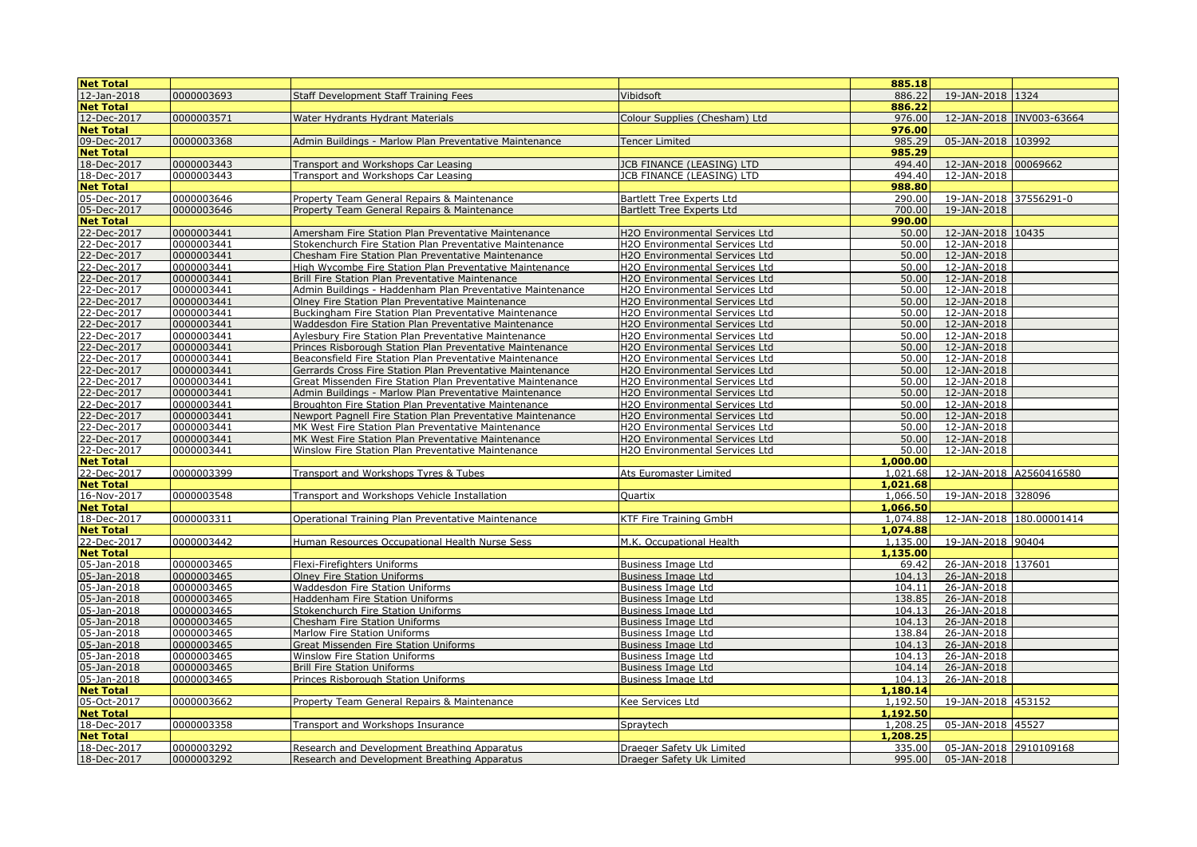| Net Total | | | | 885.18 | | |
|---|---|---|---|---|---|---|
| 12-Jan-2018 | 0000003693 | Staff Development Staff Training Fees | Vibidsoft | 886.22 | 19-JAN-2018 | 1324 |
| Net Total | | | | 886.22 | | |
| 12-Dec-2017 | 0000003571 | Water Hydrants Hydrant Materials | Colour Supplies (Chesham) Ltd | 976.00 | 12-JAN-2018 | INV003-63664 |
| Net Total | | | | 976.00 | | |
| 09-Dec-2017 | 0000003368 | Admin Buildings - Marlow Plan Preventative Maintenance | Tencer Limited | 985.29 | 05-JAN-2018 | 103992 |
| Net Total | | | | 985.29 | | |
| 18-Dec-2017 | 0000003443 | Transport and Workshops Car Leasing | JCB FINANCE (LEASING) LTD | 494.40 | 12-JAN-2018 | 00069662 |
| 18-Dec-2017 | 0000003443 | Transport and Workshops Car Leasing | JCB FINANCE (LEASING) LTD | 494.40 | 12-JAN-2018 | |
| Net Total | | | | 988.80 | | |
| 05-Dec-2017 | 0000003646 | Property Team General Repairs & Maintenance | Bartlett Tree Experts Ltd | 290.00 | 19-JAN-2018 | 37556291-0 |
| 05-Dec-2017 | 0000003646 | Property Team General Repairs & Maintenance | Bartlett Tree Experts Ltd | 700.00 | 19-JAN-2018 | |
| Net Total | | | | 990.00 | | |
| 22-Dec-2017 | 0000003441 | Amersham Fire Station Plan Preventative Maintenance | H2O Environmental Services Ltd | 50.00 | 12-JAN-2018 | 10435 |
| 22-Dec-2017 | 0000003441 | Stokenchurch Fire Station Plan Preventative Maintenance | H2O Environmental Services Ltd | 50.00 | 12-JAN-2018 | |
| 22-Dec-2017 | 0000003441 | Chesham Fire Station Plan Preventative Maintenance | H2O Environmental Services Ltd | 50.00 | 12-JAN-2018 | |
| 22-Dec-2017 | 0000003441 | High Wycombe Fire Station Plan Preventative Maintenance | H2O Environmental Services Ltd | 50.00 | 12-JAN-2018 | |
| 22-Dec-2017 | 0000003441 | Brill Fire Station Plan Preventative Maintenance | H2O Environmental Services Ltd | 50.00 | 12-JAN-2018 | |
| 22-Dec-2017 | 0000003441 | Admin Buildings - Haddenham Plan Preventative Maintenance | H2O Environmental Services Ltd | 50.00 | 12-JAN-2018 | |
| 22-Dec-2017 | 0000003441 | Olney Fire Station Plan Preventative Maintenance | H2O Environmental Services Ltd | 50.00 | 12-JAN-2018 | |
| 22-Dec-2017 | 0000003441 | Buckingham Fire Station Plan Preventative Maintenance | H2O Environmental Services Ltd | 50.00 | 12-JAN-2018 | |
| 22-Dec-2017 | 0000003441 | Waddesdon Fire Station Plan Preventative Maintenance | H2O Environmental Services Ltd | 50.00 | 12-JAN-2018 | |
| 22-Dec-2017 | 0000003441 | Aylesbury Fire Station Plan Preventative Maintenance | H2O Environmental Services Ltd | 50.00 | 12-JAN-2018 | |
| 22-Dec-2017 | 0000003441 | Princes Risborough Station Plan Preventative Maintenance | H2O Environmental Services Ltd | 50.00 | 12-JAN-2018 | |
| 22-Dec-2017 | 0000003441 | Beaconsfield Fire Station Plan Preventative Maintenance | H2O Environmental Services Ltd | 50.00 | 12-JAN-2018 | |
| 22-Dec-2017 | 0000003441 | Gerrards Cross Fire Station Plan Preventative Maintenance | H2O Environmental Services Ltd | 50.00 | 12-JAN-2018 | |
| 22-Dec-2017 | 0000003441 | Great Missenden Fire Station Plan Preventative Maintenance | H2O Environmental Services Ltd | 50.00 | 12-JAN-2018 | |
| 22-Dec-2017 | 0000003441 | Admin Buildings - Marlow Plan Preventative Maintenance | H2O Environmental Services Ltd | 50.00 | 12-JAN-2018 | |
| 22-Dec-2017 | 0000003441 | Broughton Fire Station Plan Preventative Maintenance | H2O Environmental Services Ltd | 50.00 | 12-JAN-2018 | |
| 22-Dec-2017 | 0000003441 | Newport Pagnell Fire Station Plan Preventative Maintenance | H2O Environmental Services Ltd | 50.00 | 12-JAN-2018 | |
| 22-Dec-2017 | 0000003441 | MK West Fire Station Plan Preventative Maintenance | H2O Environmental Services Ltd | 50.00 | 12-JAN-2018 | |
| 22-Dec-2017 | 0000003441 | MK West Fire Station Plan Preventative Maintenance | H2O Environmental Services Ltd | 50.00 | 12-JAN-2018 | |
| 22-Dec-2017 | 0000003441 | Winslow Fire Station Plan Preventative Maintenance | H2O Environmental Services Ltd | 50.00 | 12-JAN-2018 | |
| Net Total | | | | 1,000.00 | | |
| 22-Dec-2017 | 0000003399 | Transport and Workshops Tyres & Tubes | Ats Euromaster Limited | 1,021.68 | 12-JAN-2018 | A2560416580 |
| Net Total | | | | 1,021.68 | | |
| 16-Nov-2017 | 0000003548 | Transport and Workshops Vehicle Installation | Quartix | 1,066.50 | 19-JAN-2018 | 328096 |
| Net Total | | | | 1,066.50 | | |
| 18-Dec-2017 | 0000003311 | Operational Training Plan Preventative Maintenance | KTF Fire Training GmbH | 1,074.88 | 12-JAN-2018 | 180.00001414 |
| Net Total | | | | 1,074.88 | | |
| 22-Dec-2017 | 0000003442 | Human Resources Occupational Health Nurse Sess | M.K. Occupational Health | 1,135.00 | 19-JAN-2018 | 90404 |
| Net Total | | | | 1,135.00 | | |
| 05-Jan-2018 | 0000003465 | Flexi-Firefighters Uniforms | Business Image Ltd | 69.42 | 26-JAN-2018 | 137601 |
| 05-Jan-2018 | 0000003465 | Olney Fire Station Uniforms | Business Image Ltd | 104.13 | 26-JAN-2018 | |
| 05-Jan-2018 | 0000003465 | Waddesdon Fire Station Uniforms | Business Image Ltd | 104.11 | 26-JAN-2018 | |
| 05-Jan-2018 | 0000003465 | Haddenham Fire Station Uniforms | Business Image Ltd | 138.85 | 26-JAN-2018 | |
| 05-Jan-2018 | 0000003465 | Stokenchurch Fire Station Uniforms | Business Image Ltd | 104.13 | 26-JAN-2018 | |
| 05-Jan-2018 | 0000003465 | Chesham Fire Station Uniforms | Business Image Ltd | 104.13 | 26-JAN-2018 | |
| 05-Jan-2018 | 0000003465 | Marlow Fire Station Uniforms | Business Image Ltd | 138.84 | 26-JAN-2018 | |
| 05-Jan-2018 | 0000003465 | Great Missenden Fire Station Uniforms | Business Image Ltd | 104.13 | 26-JAN-2018 | |
| 05-Jan-2018 | 0000003465 | Winslow Fire Station Uniforms | Business Image Ltd | 104.13 | 26-JAN-2018 | |
| 05-Jan-2018 | 0000003465 | Brill Fire Station Uniforms | Business Image Ltd | 104.14 | 26-JAN-2018 | |
| 05-Jan-2018 | 0000003465 | Princes Risborough Station Uniforms | Business Image Ltd | 104.13 | 26-JAN-2018 | |
| Net Total | | | | 1,180.14 | | |
| 05-Oct-2017 | 0000003662 | Property Team General Repairs & Maintenance | Kee Services Ltd | 1,192.50 | 19-JAN-2018 | 453152 |
| Net Total | | | | 1,192.50 | | |
| 18-Dec-2017 | 0000003358 | Transport and Workshops Insurance | Spraytech | 1,208.25 | 05-JAN-2018 | 45527 |
| Net Total | | | | 1,208.25 | | |
| 18-Dec-2017 | 0000003292 | Research and Development Breathing Apparatus | Draeger Safety Uk Limited | 335.00 | 05-JAN-2018 | 2910109168 |
| 18-Dec-2017 | 0000003292 | Research and Development Breathing Apparatus | Draeger Safety Uk Limited | 995.00 | 05-JAN-2018 | |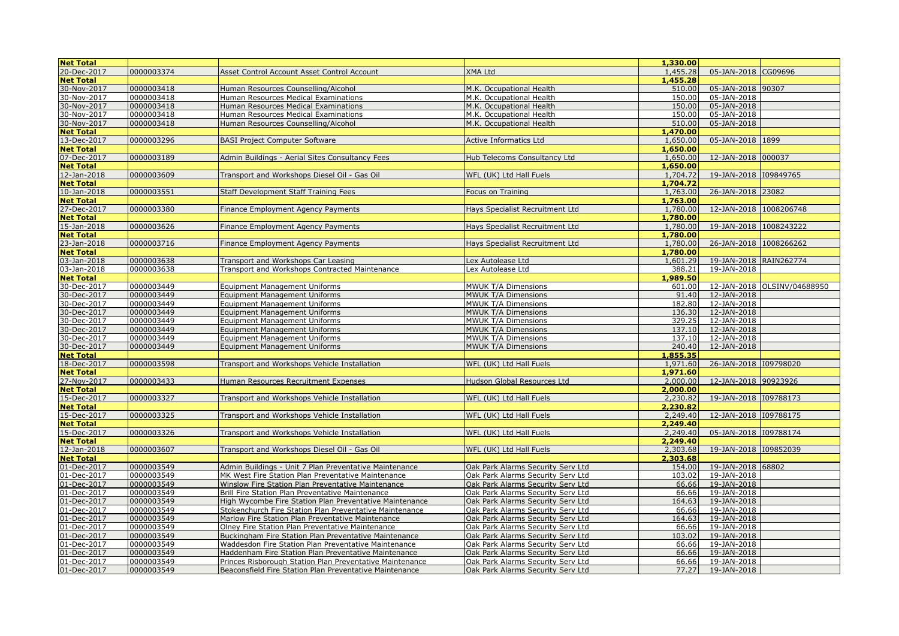| Net Total | | | | 1,330.00 | | |
|---|---|---|---|---|---|---|
| 20-Dec-2017 | 0000003374 | Asset Control Account Asset Control Account | XMA Ltd | 1,455.28 | 05-JAN-2018 | CG09696 |
| Net Total | | | | 1,455.28 | | |
| 30-Nov-2017 | 0000003418 | Human Resources Counselling/Alcohol | M.K. Occupational Health | 510.00 | 05-JAN-2018 | 90307 |
| 30-Nov-2017 | 0000003418 | Human Resources Medical Examinations | M.K. Occupational Health | 150.00 | 05-JAN-2018 | |
| 30-Nov-2017 | 0000003418 | Human Resources Medical Examinations | M.K. Occupational Health | 150.00 | 05-JAN-2018 | |
| 30-Nov-2017 | 0000003418 | Human Resources Medical Examinations | M.K. Occupational Health | 150.00 | 05-JAN-2018 | |
| 30-Nov-2017 | 0000003418 | Human Resources Counselling/Alcohol | M.K. Occupational Health | 510.00 | 05-JAN-2018 | |
| Net Total | | | | 1,470.00 | | |
| 13-Dec-2017 | 0000003296 | BASI Project Computer Software | Active Informatics Ltd | 1,650.00 | 05-JAN-2018 | 1899 |
| Net Total | | | | 1,650.00 | | |
| 07-Dec-2017 | 0000003189 | Admin Buildings - Aerial Sites Consultancy Fees | Hub Telecoms Consultancy Ltd | 1,650.00 | 12-JAN-2018 | 000037 |
| Net Total | | | | 1,650.00 | | |
| 12-Jan-2018 | 0000003609 | Transport and Workshops Diesel Oil - Gas Oil | WFL (UK) Ltd Hall Fuels | 1,704.72 | 19-JAN-2018 | I09849765 |
| Net Total | | | | 1,704.72 | | |
| 10-Jan-2018 | 0000003551 | Staff Development Staff Training Fees | Focus on Training | 1,763.00 | 26-JAN-2018 | 23082 |
| Net Total | | | | 1,763.00 | | |
| 27-Dec-2017 | 0000003380 | Finance Employment Agency Payments | Hays Specialist Recruitment Ltd | 1,780.00 | 12-JAN-2018 | 1008206748 |
| Net Total | | | | 1,780.00 | | |
| 15-Jan-2018 | 0000003626 | Finance Employment Agency Payments | Hays Specialist Recruitment Ltd | 1,780.00 | 19-JAN-2018 | 1008243222 |
| Net Total | | | | 1,780.00 | | |
| 23-Jan-2018 | 0000003716 | Finance Employment Agency Payments | Hays Specialist Recruitment Ltd | 1,780.00 | 26-JAN-2018 | 1008266262 |
| Net Total | | | | 1,780.00 | | |
| 03-Jan-2018 | 0000003638 | Transport and Workshops Car Leasing | Lex Autolease Ltd | 1,601.29 | 19-JAN-2018 | RAIN262774 |
| 03-Jan-2018 | 0000003638 | Transport and Workshops Contracted Maintenance | Lex Autolease Ltd | 388.21 | 19-JAN-2018 | |
| Net Total | | | | 1,989.50 | | |
| 30-Dec-2017 | 0000003449 | Equipment Management Uniforms | MWUK T/A Dimensions | 601.00 | 12-JAN-2018 | OLSINV/04688950 |
| 30-Dec-2017 | 0000003449 | Equipment Management Uniforms | MWUK T/A Dimensions | 91.40 | 12-JAN-2018 | |
| 30-Dec-2017 | 0000003449 | Equipment Management Uniforms | MWUK T/A Dimensions | 182.80 | 12-JAN-2018 | |
| 30-Dec-2017 | 0000003449 | Equipment Management Uniforms | MWUK T/A Dimensions | 136.30 | 12-JAN-2018 | |
| 30-Dec-2017 | 0000003449 | Equipment Management Uniforms | MWUK T/A Dimensions | 329.25 | 12-JAN-2018 | |
| 30-Dec-2017 | 0000003449 | Equipment Management Uniforms | MWUK T/A Dimensions | 137.10 | 12-JAN-2018 | |
| 30-Dec-2017 | 0000003449 | Equipment Management Uniforms | MWUK T/A Dimensions | 137.10 | 12-JAN-2018 | |
| 30-Dec-2017 | 0000003449 | Equipment Management Uniforms | MWUK T/A Dimensions | 240.40 | 12-JAN-2018 | |
| Net Total | | | | 1,855.35 | | |
| 18-Dec-2017 | 0000003598 | Transport and Workshops Vehicle Installation | WFL (UK) Ltd Hall Fuels | 1,971.60 | 26-JAN-2018 | I09798020 |
| Net Total | | | | 1,971.60 | | |
| 27-Nov-2017 | 0000003433 | Human Resources Recruitment Expenses | Hudson Global Resources Ltd | 2,000.00 | 12-JAN-2018 | 90923926 |
| Net Total | | | | 2,000.00 | | |
| 15-Dec-2017 | 0000003327 | Transport and Workshops Vehicle Installation | WFL (UK) Ltd Hall Fuels | 2,230.82 | 19-JAN-2018 | I09788173 |
| Net Total | | | | 2,230.82 | | |
| 15-Dec-2017 | 0000003325 | Transport and Workshops Vehicle Installation | WFL (UK) Ltd Hall Fuels | 2,249.40 | 12-JAN-2018 | I09788175 |
| Net Total | | | | 2,249.40 | | |
| 15-Dec-2017 | 0000003326 | Transport and Workshops Vehicle Installation | WFL (UK) Ltd Hall Fuels | 2,249.40 | 05-JAN-2018 | I09788174 |
| Net Total | | | | 2,249.40 | | |
| 12-Jan-2018 | 0000003607 | Transport and Workshops Diesel Oil - Gas Oil | WFL (UK) Ltd Hall Fuels | 2,303.68 | 19-JAN-2018 | I09852039 |
| Net Total | | | | 2,303.68 | | |
| 01-Dec-2017 | 0000003549 | Admin Buildings - Unit 7 Plan Preventative Maintenance | Oak Park Alarms Security Serv Ltd | 154.00 | 19-JAN-2018 | 68802 |
| 01-Dec-2017 | 0000003549 | MK West Fire Station Plan Preventative Maintenance | Oak Park Alarms Security Serv Ltd | 103.02 | 19-JAN-2018 | |
| 01-Dec-2017 | 0000003549 | Winslow Fire Station Plan Preventative Maintenance | Oak Park Alarms Security Serv Ltd | 66.66 | 19-JAN-2018 | |
| 01-Dec-2017 | 0000003549 | Brill Fire Station Plan Preventative Maintenance | Oak Park Alarms Security Serv Ltd | 66.66 | 19-JAN-2018 | |
| 01-Dec-2017 | 0000003549 | High Wycombe Fire Station Plan Preventative Maintenance | Oak Park Alarms Security Serv Ltd | 164.63 | 19-JAN-2018 | |
| 01-Dec-2017 | 0000003549 | Stokenchurch Fire Station Plan Preventative Maintenance | Oak Park Alarms Security Serv Ltd | 66.66 | 19-JAN-2018 | |
| 01-Dec-2017 | 0000003549 | Marlow Fire Station Plan Preventative Maintenance | Oak Park Alarms Security Serv Ltd | 164.63 | 19-JAN-2018 | |
| 01-Dec-2017 | 0000003549 | Olney Fire Station Plan Preventative Maintenance | Oak Park Alarms Security Serv Ltd | 66.66 | 19-JAN-2018 | |
| 01-Dec-2017 | 0000003549 | Buckingham Fire Station Plan Preventative Maintenance | Oak Park Alarms Security Serv Ltd | 103.02 | 19-JAN-2018 | |
| 01-Dec-2017 | 0000003549 | Waddesdon Fire Station Plan Preventative Maintenance | Oak Park Alarms Security Serv Ltd | 66.66 | 19-JAN-2018 | |
| 01-Dec-2017 | 0000003549 | Haddenham Fire Station Plan Preventative Maintenance | Oak Park Alarms Security Serv Ltd | 66.66 | 19-JAN-2018 | |
| 01-Dec-2017 | 0000003549 | Princes Risborough Station Plan Preventative Maintenance | Oak Park Alarms Security Serv Ltd | 66.66 | 19-JAN-2018 | |
| 01-Dec-2017 | 0000003549 | Beaconsfield Fire Station Plan Preventative Maintenance | Oak Park Alarms Security Serv Ltd | 77.27 | 19-JAN-2018 | |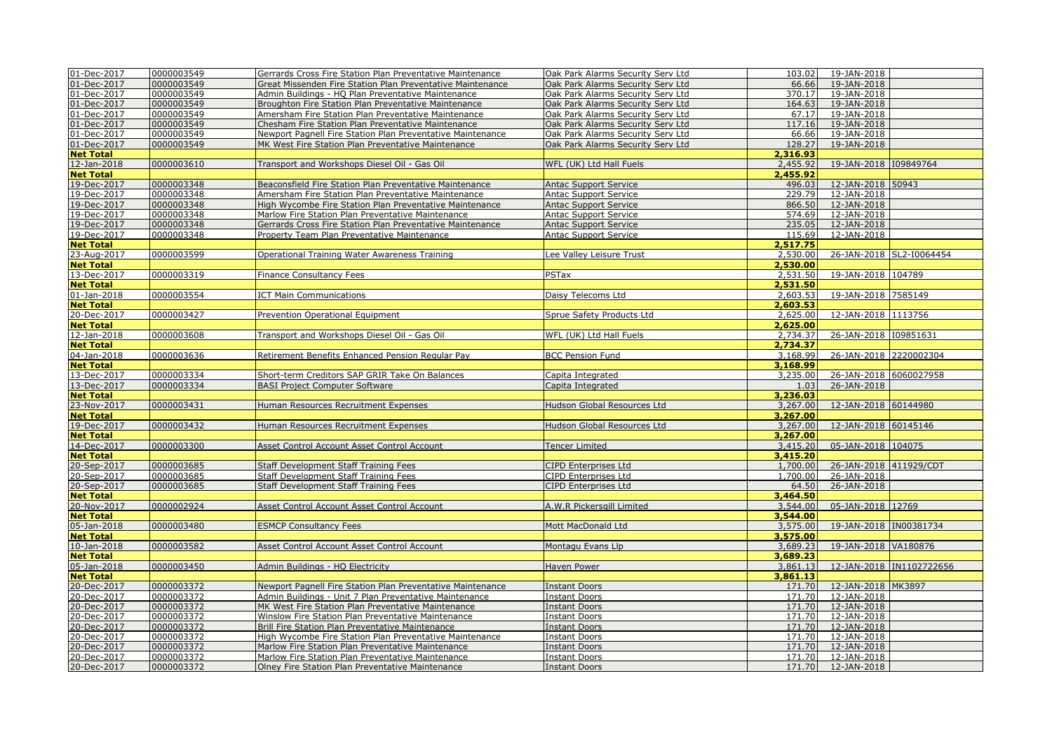| | | | | | | |
|---|---|---|---|---|---|---|
| 01-Dec-2017 | 0000003549 | Gerrards Cross Fire Station Plan Preventative Maintenance | Oak Park Alarms Security Serv Ltd | 103.02 | 19-JAN-2018 | |
| 01-Dec-2017 | 0000003549 | Great Missenden Fire Station Plan Preventative Maintenance | Oak Park Alarms Security Serv Ltd | 66.66 | 19-JAN-2018 | |
| 01-Dec-2017 | 0000003549 | Admin Buildings - HQ Plan Preventative Maintenance | Oak Park Alarms Security Serv Ltd | 370.17 | 19-JAN-2018 | |
| 01-Dec-2017 | 0000003549 | Broughton Fire Station Plan Preventative Maintenance | Oak Park Alarms Security Serv Ltd | 164.63 | 19-JAN-2018 | |
| 01-Dec-2017 | 0000003549 | Amersham Fire Station Plan Preventative Maintenance | Oak Park Alarms Security Serv Ltd | 67.17 | 19-JAN-2018 | |
| 01-Dec-2017 | 0000003549 | Chesham Fire Station Plan Preventative Maintenance | Oak Park Alarms Security Serv Ltd | 117.16 | 19-JAN-2018 | |
| 01-Dec-2017 | 0000003549 | Newport Pagnell Fire Station Plan Preventative Maintenance | Oak Park Alarms Security Serv Ltd | 66.66 | 19-JAN-2018 | |
| 01-Dec-2017 | 0000003549 | MK West Fire Station Plan Preventative Maintenance | Oak Park Alarms Security Serv Ltd | 128.27 | 19-JAN-2018 | |
| **Net Total** | | | | **2,316.93** | | |
| 12-Jan-2018 | 0000003610 | Transport and Workshops Diesel Oil - Gas Oil | WFL (UK) Ltd Hall Fuels | 2,455.92 | 19-JAN-2018 | I09849764 |
| **Net Total** | | | | **2,455.92** | | |
| 19-Dec-2017 | 0000003348 | Beaconsfield Fire Station Plan Preventative Maintenance | Antac Support Service | 496.03 | 12-JAN-2018 | 50943 |
| 19-Dec-2017 | 0000003348 | Amersham Fire Station Plan Preventative Maintenance | Antac Support Service | 229.79 | 12-JAN-2018 | |
| 19-Dec-2017 | 0000003348 | High Wycombe Fire Station Plan Preventative Maintenance | Antac Support Service | 866.50 | 12-JAN-2018 | |
| 19-Dec-2017 | 0000003348 | Marlow Fire Station Plan Preventative Maintenance | Antac Support Service | 574.69 | 12-JAN-2018 | |
| 19-Dec-2017 | 0000003348 | Gerrards Cross Fire Station Plan Preventative Maintenance | Antac Support Service | 235.05 | 12-JAN-2018 | |
| 19-Dec-2017 | 0000003348 | Property Team Plan Preventative Maintenance | Antac Support Service | 115.69 | 12-JAN-2018 | |
| **Net Total** | | | | **2,517.75** | | |
| 23-Aug-2017 | 0000003599 | Operational Training Water Awareness Training | Lee Valley Leisure Trust | 2,530.00 | 26-JAN-2018 | SL2-I0064454 |
| **Net Total** | | | | **2,530.00** | | |
| 13-Dec-2017 | 0000003319 | Finance Consultancy Fees | PSTax | 2,531.50 | 19-JAN-2018 | 104789 |
| **Net Total** | | | | **2,531.50** | | |
| 01-Jan-2018 | 0000003554 | ICT Main Communications | Daisy Telecoms Ltd | 2,603.53 | 19-JAN-2018 | 7585149 |
| **Net Total** | | | | **2,603.53** | | |
| 20-Dec-2017 | 0000003427 | Prevention Operational Equipment | Sprue Safety Products Ltd | 2,625.00 | 12-JAN-2018 | 1113756 |
| **Net Total** | | | | **2,625.00** | | |
| 12-Jan-2018 | 0000003608 | Transport and Workshops Diesel Oil - Gas Oil | WFL (UK) Ltd Hall Fuels | 2,734.37 | 26-JAN-2018 | I09851631 |
| **Net Total** | | | | **2,734.37** | | |
| 04-Jan-2018 | 0000003636 | Retirement Benefits Enhanced Pension Regular Pay | BCC Pension Fund | 3,168.99 | 26-JAN-2018 | 2220002304 |
| **Net Total** | | | | **3,168.99** | | |
| 13-Dec-2017 | 0000003334 | Short-term Creditors SAP GRIR Take On Balances | Capita Integrated | 3,235.00 | 26-JAN-2018 | 6060027958 |
| 13-Dec-2017 | 0000003334 | BASI Project Computer Software | Capita Integrated | 1.03 | 26-JAN-2018 | |
| **Net Total** | | | | **3,236.03** | | |
| 23-Nov-2017 | 0000003431 | Human Resources Recruitment Expenses | Hudson Global Resources Ltd | 3,267.00 | 12-JAN-2018 | 60144980 |
| **Net Total** | | | | **3,267.00** | | |
| 19-Dec-2017 | 0000003432 | Human Resources Recruitment Expenses | Hudson Global Resources Ltd | 3,267.00 | 12-JAN-2018 | 60145146 |
| **Net Total** | | | | **3,267.00** | | |
| 14-Dec-2017 | 0000003300 | Asset Control Account Asset Control Account | Tencer Limited | 3,415.20 | 05-JAN-2018 | 104075 |
| **Net Total** | | | | **3,415.20** | | |
| 20-Sep-2017 | 0000003685 | Staff Development Staff Training Fees | CIPD Enterprises Ltd | 1,700.00 | 26-JAN-2018 | 411929/CDT |
| 20-Sep-2017 | 0000003685 | Staff Development Staff Training Fees | CIPD Enterprises Ltd | 1,700.00 | 26-JAN-2018 | |
| 20-Sep-2017 | 0000003685 | Staff Development Staff Training Fees | CIPD Enterprises Ltd | 64.50 | 26-JAN-2018 | |
| **Net Total** | | | | **3,464.50** | | |
| 20-Nov-2017 | 0000002924 | Asset Control Account Asset Control Account | A.W.R Pickersgill Limited | 3,544.00 | 05-JAN-2018 | 12769 |
| **Net Total** | | | | **3,544.00** | | |
| 05-Jan-2018 | 0000003480 | ESMCP Consultancy Fees | Mott MacDonald Ltd | 3,575.00 | 19-JAN-2018 | IN00381734 |
| **Net Total** | | | | **3,575.00** | | |
| 10-Jan-2018 | 0000003582 | Asset Control Account Asset Control Account | Montagu Evans Llp | 3,689.23 | 19-JAN-2018 | VA180876 |
| **Net Total** | | | | **3,689.23** | | |
| 05-Jan-2018 | 0000003450 | Admin Buildings - HQ Electricity | Haven Power | 3,861.13 | 12-JAN-2018 | IN1102722656 |
| **Net Total** | | | | **3,861.13** | | |
| 20-Dec-2017 | 0000003372 | Newport Pagnell Fire Station Plan Preventative Maintenance | Instant Doors | 171.70 | 12-JAN-2018 | MK3897 |
| 20-Dec-2017 | 0000003372 | Admin Buildings - Unit 7 Plan Preventative Maintenance | Instant Doors | 171.70 | 12-JAN-2018 | |
| 20-Dec-2017 | 0000003372 | MK West Fire Station Plan Preventative Maintenance | Instant Doors | 171.70 | 12-JAN-2018 | |
| 20-Dec-2017 | 0000003372 | Winslow Fire Station Plan Preventative Maintenance | Instant Doors | 171.70 | 12-JAN-2018 | |
| 20-Dec-2017 | 0000003372 | Brill Fire Station Plan Preventative Maintenance | Instant Doors | 171.70 | 12-JAN-2018 | |
| 20-Dec-2017 | 0000003372 | High Wycombe Fire Station Plan Preventative Maintenance | Instant Doors | 171.70 | 12-JAN-2018 | |
| 20-Dec-2017 | 0000003372 | Marlow Fire Station Plan Preventative Maintenance | Instant Doors | 171.70 | 12-JAN-2018 | |
| 20-Dec-2017 | 0000003372 | Marlow Fire Station Plan Preventative Maintenance | Instant Doors | 171.70 | 12-JAN-2018 | |
| 20-Dec-2017 | 0000003372 | Olney Fire Station Plan Preventative Maintenance | Instant Doors | 171.70 | 12-JAN-2018 | |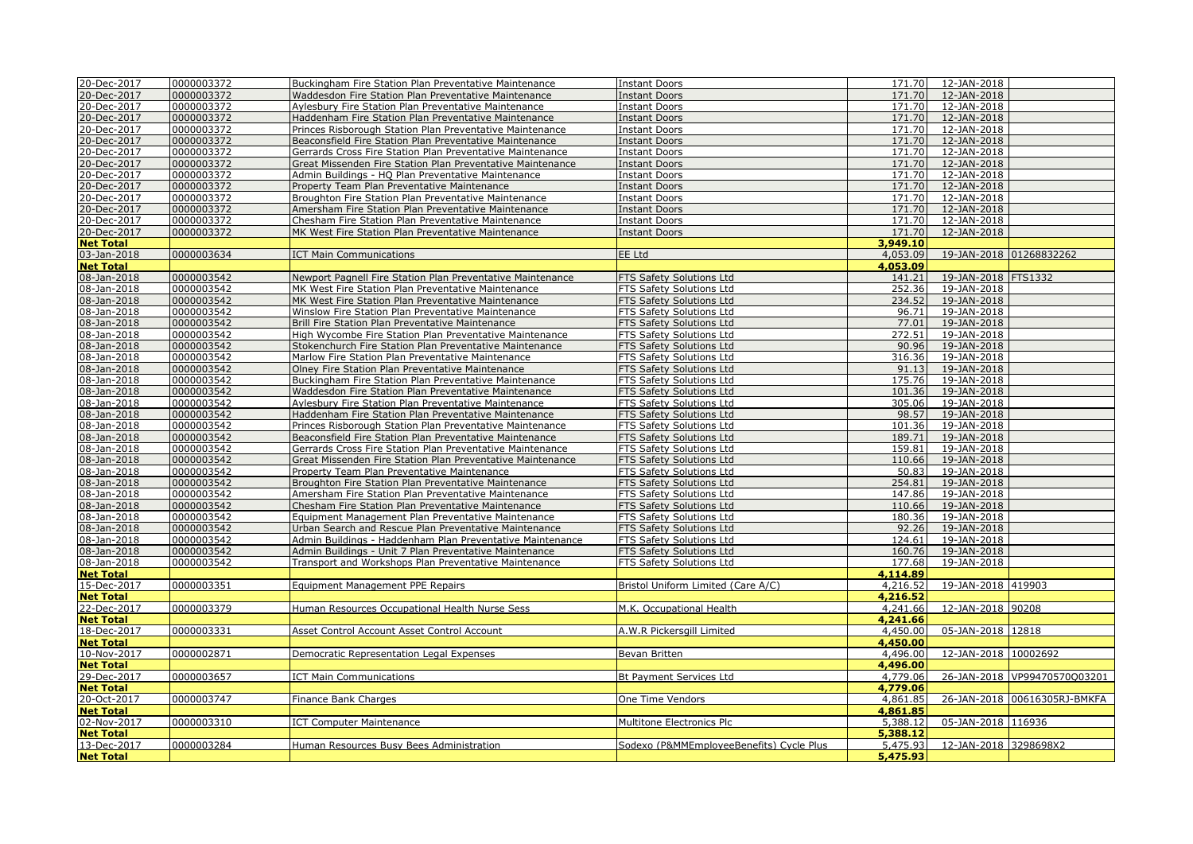| 20-Dec-2017 | 0000003372 | Buckingham Fire Station Plan Preventative Maintenance | Instant Doors | 171.70 | 12-JAN-2018 | |
|---|---|---|---|---|---|---|
| 20-Dec-2017 | 0000003372 | Waddesdon Fire Station Plan Preventative Maintenance | Instant Doors | 171.70 | 12-JAN-2018 | |
| 20-Dec-2017 | 0000003372 | Aylesbury Fire Station Plan Preventative Maintenance | Instant Doors | 171.70 | 12-JAN-2018 | |
| 20-Dec-2017 | 0000003372 | Haddenham Fire Station Plan Preventative Maintenance | Instant Doors | 171.70 | 12-JAN-2018 | |
| 20-Dec-2017 | 0000003372 | Princes Risborough Station Plan Preventative Maintenance | Instant Doors | 171.70 | 12-JAN-2018 | |
| 20-Dec-2017 | 0000003372 | Beaconsfield Fire Station Plan Preventative Maintenance | Instant Doors | 171.70 | 12-JAN-2018 | |
| 20-Dec-2017 | 0000003372 | Gerrards Cross Fire Station Plan Preventative Maintenance | Instant Doors | 171.70 | 12-JAN-2018 | |
| 20-Dec-2017 | 0000003372 | Great Missenden Fire Station Plan Preventative Maintenance | Instant Doors | 171.70 | 12-JAN-2018 | |
| 20-Dec-2017 | 0000003372 | Admin Buildings - HQ Plan Preventative Maintenance | Instant Doors | 171.70 | 12-JAN-2018 | |
| 20-Dec-2017 | 0000003372 | Property Team Plan Preventative Maintenance | Instant Doors | 171.70 | 12-JAN-2018 | |
| 20-Dec-2017 | 0000003372 | Broughton Fire Station Plan Preventative Maintenance | Instant Doors | 171.70 | 12-JAN-2018 | |
| 20-Dec-2017 | 0000003372 | Amersham Fire Station Plan Preventative Maintenance | Instant Doors | 171.70 | 12-JAN-2018 | |
| 20-Dec-2017 | 0000003372 | Chesham Fire Station Plan Preventative Maintenance | Instant Doors | 171.70 | 12-JAN-2018 | |
| 20-Dec-2017 | 0000003372 | MK West Fire Station Plan Preventative Maintenance | Instant Doors | 171.70 | 12-JAN-2018 | |
| **Net Total** | | | | **3,949.10** | | |
| 03-Jan-2018 | 0000003634 | ICT Main Communications | EE Ltd | 4,053.09 | 19-JAN-2018 | 01268832262 |
| **Net Total** | | | | **4,053.09** | | |
| 08-Jan-2018 | 0000003542 | Newport Pagnell Fire Station Plan Preventative Maintenance | FTS Safety Solutions Ltd | 141.21 | 19-JAN-2018 | FTS1332 |
| 08-Jan-2018 | 0000003542 | MK West Fire Station Plan Preventative Maintenance | FTS Safety Solutions Ltd | 252.36 | 19-JAN-2018 | |
| 08-Jan-2018 | 0000003542 | MK West Fire Station Plan Preventative Maintenance | FTS Safety Solutions Ltd | 234.52 | 19-JAN-2018 | |
| 08-Jan-2018 | 0000003542 | Winslow Fire Station Plan Preventative Maintenance | FTS Safety Solutions Ltd | 96.71 | 19-JAN-2018 | |
| 08-Jan-2018 | 0000003542 | Brill Fire Station Plan Preventative Maintenance | FTS Safety Solutions Ltd | 77.01 | 19-JAN-2018 | |
| 08-Jan-2018 | 0000003542 | High Wycombe Fire Station Plan Preventative Maintenance | FTS Safety Solutions Ltd | 272.51 | 19-JAN-2018 | |
| 08-Jan-2018 | 0000003542 | Stokenchurch Fire Station Plan Preventative Maintenance | FTS Safety Solutions Ltd | 90.96 | 19-JAN-2018 | |
| 08-Jan-2018 | 0000003542 | Marlow Fire Station Plan Preventative Maintenance | FTS Safety Solutions Ltd | 316.36 | 19-JAN-2018 | |
| 08-Jan-2018 | 0000003542 | Olney Fire Station Plan Preventative Maintenance | FTS Safety Solutions Ltd | 91.13 | 19-JAN-2018 | |
| 08-Jan-2018 | 0000003542 | Buckingham Fire Station Plan Preventative Maintenance | FTS Safety Solutions Ltd | 175.76 | 19-JAN-2018 | |
| 08-Jan-2018 | 0000003542 | Waddesdon Fire Station Plan Preventative Maintenance | FTS Safety Solutions Ltd | 101.36 | 19-JAN-2018 | |
| 08-Jan-2018 | 0000003542 | Aylesbury Fire Station Plan Preventative Maintenance | FTS Safety Solutions Ltd | 305.06 | 19-JAN-2018 | |
| 08-Jan-2018 | 0000003542 | Haddenham Fire Station Plan Preventative Maintenance | FTS Safety Solutions Ltd | 98.57 | 19-JAN-2018 | |
| 08-Jan-2018 | 0000003542 | Princes Risborough Station Plan Preventative Maintenance | FTS Safety Solutions Ltd | 101.36 | 19-JAN-2018 | |
| 08-Jan-2018 | 0000003542 | Beaconsfield Fire Station Plan Preventative Maintenance | FTS Safety Solutions Ltd | 189.71 | 19-JAN-2018 | |
| 08-Jan-2018 | 0000003542 | Gerrards Cross Fire Station Plan Preventative Maintenance | FTS Safety Solutions Ltd | 159.81 | 19-JAN-2018 | |
| 08-Jan-2018 | 0000003542 | Great Missenden Fire Station Plan Preventative Maintenance | FTS Safety Solutions Ltd | 110.66 | 19-JAN-2018 | |
| 08-Jan-2018 | 0000003542 | Property Team Plan Preventative Maintenance | FTS Safety Solutions Ltd | 50.83 | 19-JAN-2018 | |
| 08-Jan-2018 | 0000003542 | Broughton Fire Station Plan Preventative Maintenance | FTS Safety Solutions Ltd | 254.81 | 19-JAN-2018 | |
| 08-Jan-2018 | 0000003542 | Amersham Fire Station Plan Preventative Maintenance | FTS Safety Solutions Ltd | 147.86 | 19-JAN-2018 | |
| 08-Jan-2018 | 0000003542 | Chesham Fire Station Plan Preventative Maintenance | FTS Safety Solutions Ltd | 110.66 | 19-JAN-2018 | |
| 08-Jan-2018 | 0000003542 | Equipment Management Plan Preventative Maintenance | FTS Safety Solutions Ltd | 180.36 | 19-JAN-2018 | |
| 08-Jan-2018 | 0000003542 | Urban Search and Rescue Plan Preventative Maintenance | FTS Safety Solutions Ltd | 92.26 | 19-JAN-2018 | |
| 08-Jan-2018 | 0000003542 | Admin Buildings - Haddenham Plan Preventative Maintenance | FTS Safety Solutions Ltd | 124.61 | 19-JAN-2018 | |
| 08-Jan-2018 | 0000003542 | Admin Buildings - Unit 7 Plan Preventative Maintenance | FTS Safety Solutions Ltd | 160.76 | 19-JAN-2018 | |
| 08-Jan-2018 | 0000003542 | Transport and Workshops Plan Preventative Maintenance | FTS Safety Solutions Ltd | 177.68 | 19-JAN-2018 | |
| **Net Total** | | | | **4,114.89** | | |
| 15-Dec-2017 | 0000003351 | Equipment Management PPE Repairs | Bristol Uniform Limited (Care A/C) | 4,216.52 | 19-JAN-2018 | 419903 |
| **Net Total** | | | | **4,216.52** | | |
| 22-Dec-2017 | 0000003379 | Human Resources Occupational Health Nurse Sess | M.K. Occupational Health | 4,241.66 | 12-JAN-2018 | 90208 |
| **Net Total** | | | | **4,241.66** | | |
| 18-Dec-2017 | 0000003331 | Asset Control Account Asset Control Account | A.W.R Pickersgill Limited | 4,450.00 | 05-JAN-2018 | 12818 |
| **Net Total** | | | | **4,450.00** | | |
| 10-Nov-2017 | 0000002871 | Democratic Representation Legal Expenses | Bevan Britten | 4,496.00 | 12-JAN-2018 | 10002692 |
| **Net Total** | | | | **4,496.00** | | |
| 29-Dec-2017 | 0000003657 | ICT Main Communications | Bt Payment Services Ltd | 4,779.06 | 26-JAN-2018 | VP99470570Q03201 |
| **Net Total** | | | | **4,779.06** | | |
| 20-Oct-2017 | 0000003747 | Finance Bank Charges | One Time Vendors | 4,861.85 | 26-JAN-2018 | 00616305RJ-BMKFA |
| **Net Total** | | | | **4,861.85** | | |
| 02-Nov-2017 | 0000003310 | ICT Computer Maintenance | Multitone Electronics Plc | 5,388.12 | 05-JAN-2018 | 116936 |
| **Net Total** | | | | **5,388.12** | | |
| 13-Dec-2017 | 0000003284 | Human Resources Busy Bees Administration | Sodexo (P&MMEmployeeBenefits) Cycle Plus | 5,475.93 | 12-JAN-2018 | 3298698X2 |
| **Net Total** | | | | **5,475.93** | | |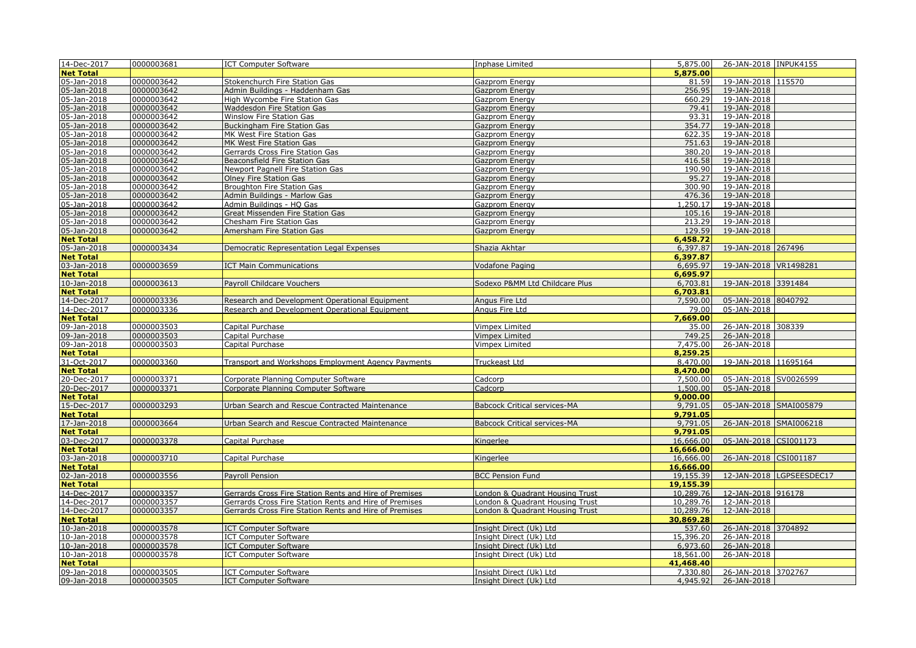| | | | | | | |
|---|---|---|---|---|---|---|
| 14-Dec-2017 | 0000003681 | ICT Computer Software | Inphase Limited | 5,875.00 | 26-JAN-2018 | INPUK4155 |
| **Net Total** | | | | **5,875.00** | | |
| 05-Jan-2018 | 0000003642 | Stokenchurch Fire Station Gas | Gazprom Energy | 81.59 | 19-JAN-2018 | 115570 |
| 05-Jan-2018 | 0000003642 | Admin Buildings - Haddenham Gas | Gazprom Energy | 256.95 | 19-JAN-2018 | |
| 05-Jan-2018 | 0000003642 | High Wycombe Fire Station Gas | Gazprom Energy | 660.29 | 19-JAN-2018 | |
| 05-Jan-2018 | 0000003642 | Waddesdon Fire Station Gas | Gazprom Energy | 79.41 | 19-JAN-2018 | |
| 05-Jan-2018 | 0000003642 | Winslow Fire Station Gas | Gazprom Energy | 93.31 | 19-JAN-2018 | |
| 05-Jan-2018 | 0000003642 | Buckingham Fire Station Gas | Gazprom Energy | 354.77 | 19-JAN-2018 | |
| 05-Jan-2018 | 0000003642 | MK West Fire Station Gas | Gazprom Energy | 622.35 | 19-JAN-2018 | |
| 05-Jan-2018 | 0000003642 | MK West Fire Station Gas | Gazprom Energy | 751.63 | 19-JAN-2018 | |
| 05-Jan-2018 | 0000003642 | Gerrards Cross Fire Station Gas | Gazprom Energy | 380.20 | 19-JAN-2018 | |
| 05-Jan-2018 | 0000003642 | Beaconsfield Fire Station Gas | Gazprom Energy | 416.58 | 19-JAN-2018 | |
| 05-Jan-2018 | 0000003642 | Newport Pagnell Fire Station Gas | Gazprom Energy | 190.90 | 19-JAN-2018 | |
| 05-Jan-2018 | 0000003642 | Olney Fire Station Gas | Gazprom Energy | 95.27 | 19-JAN-2018 | |
| 05-Jan-2018 | 0000003642 | Broughton Fire Station Gas | Gazprom Energy | 300.90 | 19-JAN-2018 | |
| 05-Jan-2018 | 0000003642 | Admin Buildings - Marlow Gas | Gazprom Energy | 476.36 | 19-JAN-2018 | |
| 05-Jan-2018 | 0000003642 | Admin Buildings - HQ Gas | Gazprom Energy | 1,250.17 | 19-JAN-2018 | |
| 05-Jan-2018 | 0000003642 | Great Missenden Fire Station Gas | Gazprom Energy | 105.16 | 19-JAN-2018 | |
| 05-Jan-2018 | 0000003642 | Chesham Fire Station Gas | Gazprom Energy | 213.29 | 19-JAN-2018 | |
| 05-Jan-2018 | 0000003642 | Amersham Fire Station Gas | Gazprom Energy | 129.59 | 19-JAN-2018 | |
| **Net Total** | | | | **6,458.72** | | |
| 05-Jan-2018 | 0000003434 | Democratic Representation Legal Expenses | Shazia Akhtar | 6,397.87 | 19-JAN-2018 | 267496 |
| **Net Total** | | | | **6,397.87** | | |
| 03-Jan-2018 | 0000003659 | ICT Main Communications | Vodafone Paging | 6,695.97 | 19-JAN-2018 | VR1498281 |
| **Net Total** | | | | **6,695.97** | | |
| 10-Jan-2018 | 0000003613 | Payroll Childcare Vouchers | Sodexo P&MM Ltd Childcare Plus | 6,703.81 | 19-JAN-2018 | 3391484 |
| **Net Total** | | | | **6,703.81** | | |
| 14-Dec-2017 | 0000003336 | Research and Development Operational Equipment | Angus Fire Ltd | 7,590.00 | 05-JAN-2018 | 8040792 |
| 14-Dec-2017 | 0000003336 | Research and Development Operational Equipment | Angus Fire Ltd | 79.00 | 05-JAN-2018 | |
| **Net Total** | | | | **7,669.00** | | |
| 09-Jan-2018 | 0000003503 | Capital Purchase | Vimpex Limited | 35.00 | 26-JAN-2018 | 308339 |
| 09-Jan-2018 | 0000003503 | Capital Purchase | Vimpex Limited | 749.25 | 26-JAN-2018 | |
| 09-Jan-2018 | 0000003503 | Capital Purchase | Vimpex Limited | 7,475.00 | 26-JAN-2018 | |
| **Net Total** | | | | **8,259.25** | | |
| 31-Oct-2017 | 0000003360 | Transport and Workshops Employment Agency Payments | Truckeast Ltd | 8,470.00 | 19-JAN-2018 | 11695164 |
| **Net Total** | | | | **8,470.00** | | |
| 20-Dec-2017 | 0000003371 | Corporate Planning Computer Software | Cadcorp | 7,500.00 | 05-JAN-2018 | SV0026599 |
| 20-Dec-2017 | 0000003371 | Corporate Planning Computer Software | Cadcorp | 1,500.00 | 05-JAN-2018 | |
| **Net Total** | | | | **9,000.00** | | |
| 15-Dec-2017 | 0000003293 | Urban Search and Rescue Contracted Maintenance | Babcock Critical services-MA | 9,791.05 | 05-JAN-2018 | SMAI005879 |
| **Net Total** | | | | **9,791.05** | | |
| 17-Jan-2018 | 0000003664 | Urban Search and Rescue Contracted Maintenance | Babcock Critical services-MA | 9,791.05 | 26-JAN-2018 | SMAI006218 |
| **Net Total** | | | | **9,791.05** | | |
| 03-Dec-2017 | 0000003378 | Capital Purchase | Kingerlee | 16,666.00 | 05-JAN-2018 | CSI001173 |
| **Net Total** | | | | **16,666.00** | | |
| 03-Jan-2018 | 0000003710 | Capital Purchase | Kingerlee | 16,666.00 | 26-JAN-2018 | CSI001187 |
| **Net Total** | | | | **16,666.00** | | |
| 02-Jan-2018 | 0000003556 | Payroll Pension | BCC Pension Fund | 19,155.39 | 12-JAN-2018 | LGPSEESDEC17 |
| **Net Total** | | | | **19,155.39** | | |
| 14-Dec-2017 | 0000003357 | Gerrards Cross Fire Station Rents and Hire of Premises | London & Quadrant Housing Trust | 10,289.76 | 12-JAN-2018 | 916178 |
| 14-Dec-2017 | 0000003357 | Gerrards Cross Fire Station Rents and Hire of Premises | London & Quadrant Housing Trust | 10,289.76 | 12-JAN-2018 | |
| 14-Dec-2017 | 0000003357 | Gerrards Cross Fire Station Rents and Hire of Premises | London & Quadrant Housing Trust | 10,289.76 | 12-JAN-2018 | |
| **Net Total** | | | | **30,869.28** | | |
| 10-Jan-2018 | 0000003578 | ICT Computer Software | Insight Direct (Uk) Ltd | 537.60 | 26-JAN-2018 | 3704892 |
| 10-Jan-2018 | 0000003578 | ICT Computer Software | Insight Direct (Uk) Ltd | 15,396.20 | 26-JAN-2018 | |
| 10-Jan-2018 | 0000003578 | ICT Computer Software | Insight Direct (Uk) Ltd | 6,973.60 | 26-JAN-2018 | |
| 10-Jan-2018 | 0000003578 | ICT Computer Software | Insight Direct (Uk) Ltd | 18,561.00 | 26-JAN-2018 | |
| **Net Total** | | | | **41,468.40** | | |
| 09-Jan-2018 | 0000003505 | ICT Computer Software | Insight Direct (Uk) Ltd | 7,330.80 | 26-JAN-2018 | 3702767 |
| 09-Jan-2018 | 0000003505 | ICT Computer Software | Insight Direct (Uk) Ltd | 4,945.92 | 26-JAN-2018 | |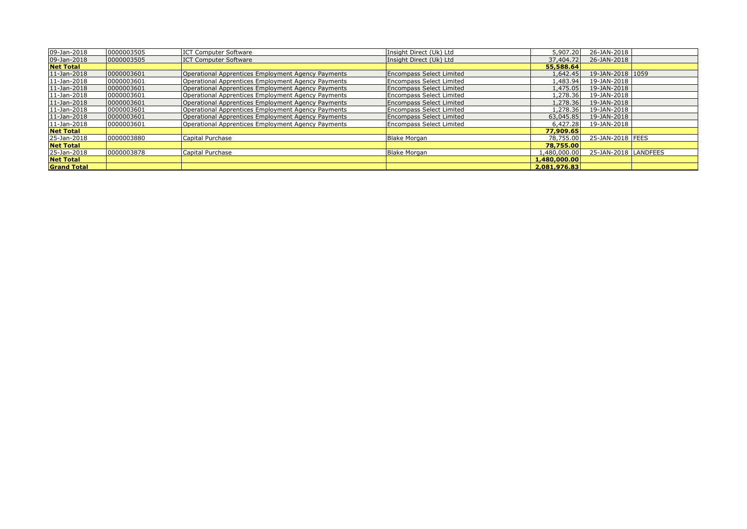| | | | | | | |
|---|---|---|---|---|---|---|
| 09-Jan-2018 | 0000003505 | ICT Computer Software | Insight Direct (Uk) Ltd | 5,907.20 | 26-JAN-2018 | |
| 09-Jan-2018 | 0000003505 | ICT Computer Software | Insight Direct (Uk) Ltd | 37,404.72 | 26-JAN-2018 | |
| **Net Total** | | | | **55,588.64** | | |
| 11-Jan-2018 | 0000003601 | Operational Apprentices Employment Agency Payments | Encompass Select Limited | 1,642.45 | 19-JAN-2018 | 1059 |
| 11-Jan-2018 | 0000003601 | Operational Apprentices Employment Agency Payments | Encompass Select Limited | 1,483.94 | 19-JAN-2018 | |
| 11-Jan-2018 | 0000003601 | Operational Apprentices Employment Agency Payments | Encompass Select Limited | 1,475.05 | 19-JAN-2018 | |
| 11-Jan-2018 | 0000003601 | Operational Apprentices Employment Agency Payments | Encompass Select Limited | 1,278.36 | 19-JAN-2018 | |
| 11-Jan-2018 | 0000003601 | Operational Apprentices Employment Agency Payments | Encompass Select Limited | 1,278.36 | 19-JAN-2018 | |
| 11-Jan-2018 | 0000003601 | Operational Apprentices Employment Agency Payments | Encompass Select Limited | 1,278.36 | 19-JAN-2018 | |
| 11-Jan-2018 | 0000003601 | Operational Apprentices Employment Agency Payments | Encompass Select Limited | 63,045.85 | 19-JAN-2018 | |
| 11-Jan-2018 | 0000003601 | Operational Apprentices Employment Agency Payments | Encompass Select Limited | 6,427.28 | 19-JAN-2018 | |
| **Net Total** | | | | **77,909.65** | | |
| 25-Jan-2018 | 0000003880 | Capital Purchase | Blake Morgan | 78,755.00 | 25-JAN-2018 | FEES |
| **Net Total** | | | | **78,755.00** | | |
| 25-Jan-2018 | 0000003878 | Capital Purchase | Blake Morgan | 1,480,000.00 | 25-JAN-2018 | LANDFEES |
| **Net Total** | | | | **1,480,000.00** | | |
| **Grand Total** | | | | **2,081,976.83** | | |